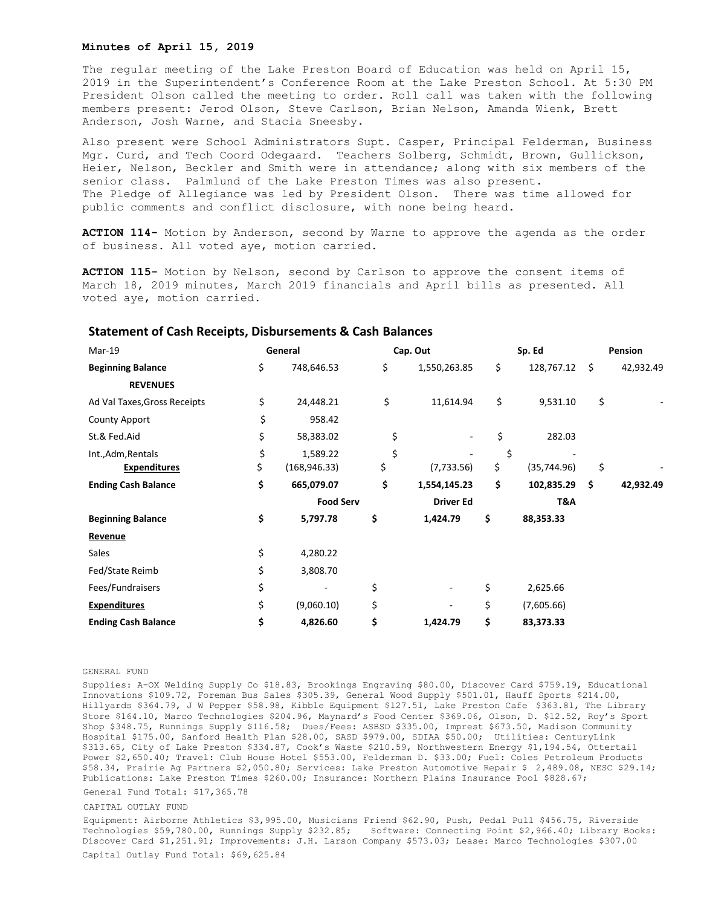**Minutes of April 15, 2019**

The regular meeting of the Lake Preston Board of Education was held on April 15, 2019 in the Superintendent's Conference Room at the Lake Preston School. At 5:30 PM President Olson called the meeting to order. Roll call was taken with the following members present: Jerod Olson, Steve Carlson, Brian Nelson, Amanda Wienk, Brett Anderson, Josh Warne, and Stacia Sneesby.

Also present were School Administrators Supt. Casper, Principal Felderman, Business Mgr. Curd, and Tech Coord Odegaard. Teachers Solberg, Schmidt, Brown, Gullickson, Heier, Nelson, Beckler and Smith were in attendance; along with six members of the senior class. Palmlund of the Lake Preston Times was also present.
The Pledge of Allegiance was led by President Olson. There was time allowed for public comments and conflict disclosure, with none being heard.

**ACTION 114-** Motion by Anderson, second by Warne to approve the agenda as the order of business. All voted aye, motion carried.

**ACTION 115-** Motion by Nelson, second by Carlson to approve the consent items of March 18, 2019 minutes, March 2019 financials and April bills as presented. All voted aye, motion carried.

## Statement of Cash Receipts, Disbursements & Cash Balances

| Mar-19 | General | Cap. Out | Sp. Ed | Pension |
|---|---|---|---|---|
| **Beginning Balance** | $ 748,646.53 | $ 1,550,263.85 | $ 128,767.12 | $ 42,932.49 |
| **REVENUES** | | | | |
| Ad Val Taxes,Gross Receipts | $ 24,448.21 | $ 11,614.94 | $ 9,531.10 | $ - |
| County Apport | $ 958.42 | | | |
| St.& Fed.Aid | $ 58,383.02 | $ - | $ 282.03 | |
| Int.,Adm,Rentals | $ 1,589.22 | $ - | $ - | |
| **Expenditures** | $ (168,946.33) | $ (7,733.56) | $ (35,744.96) | $ - |
| **Ending Cash Balance** | **$ 665,079.07** | **$ 1,554,145.23** | **$ 102,835.29** | **$ 42,932.49** |
| | **Food Serv** | **Driver Ed** | **T&A** | |
| **Beginning Balance** | **$ 5,797.78** | **$ 1,424.79** | **$ 88,353.33** | |
| **Revenue** | | | | |
| Sales | $ 4,280.22 | | | |
| Fed/State Reimb | $ 3,808.70 | | | |
| Fees/Fundraisers | $ - | $ - | $ 2,625.66 | |
| **Expenditures** | $ (9,060.10) | $ - | $ (7,605.66) | |
| **Ending Cash Balance** | **$ 4,826.60** | **$ 1,424.79** | **$ 83,373.33** | |

GENERAL FUND

Supplies: A-OX Welding Supply Co $18.83, Brookings Engraving $80.00, Discover Card $759.19, Educational Innovations $109.72, Foreman Bus Sales $305.39, General Wood Supply $501.01, Hauff Sports $214.00, Hillyards $364.79, J W Pepper $58.98, Kibble Equipment $127.51, Lake Preston Cafe $363.81, The Library Store $164.10, Marco Technologies $204.96, Maynard's Food Center $369.06, Olson, D. $12.52, Roy's Sport Shop $348.75, Runnings Supply $116.58; Dues/Fees: ASBSD $335.00, Imprest $673.50, Madison Community Hospital $175.00, Sanford Health Plan $28.00, SASD $979.00, SDIAA $50.00; Utilities: CenturyLink $313.65, City of Lake Preston $334.87, Cook's Waste $210.59, Northwestern Energy $1,194.54, Ottertail Power $2,650.40; Travel: Club House Hotel $553.00, Felderman D. $33.00; Fuel: Coles Petroleum Products $58.34, Prairie Ag Partners $2,050.80; Services: Lake Preston Automotive Repair $ 2,489.08, NESC $29.14; Publications: Lake Preston Times $260.00; Insurance: Northern Plains Insurance Pool $828.67;

General Fund Total: $17,365.78

CAPITAL OUTLAY FUND

Equipment: Airborne Athletics $3,995.00, Musicians Friend $62.90, Push, Pedal Pull $456.75, Riverside Technologies $59,780.00, Runnings Supply $232.85; Software: Connecting Point $2,966.40; Library Books: Discover Card $1,251.91; Improvements: J.H. Larson Company $573.03; Lease: Marco Technologies $307.00

Capital Outlay Fund Total: $69,625.84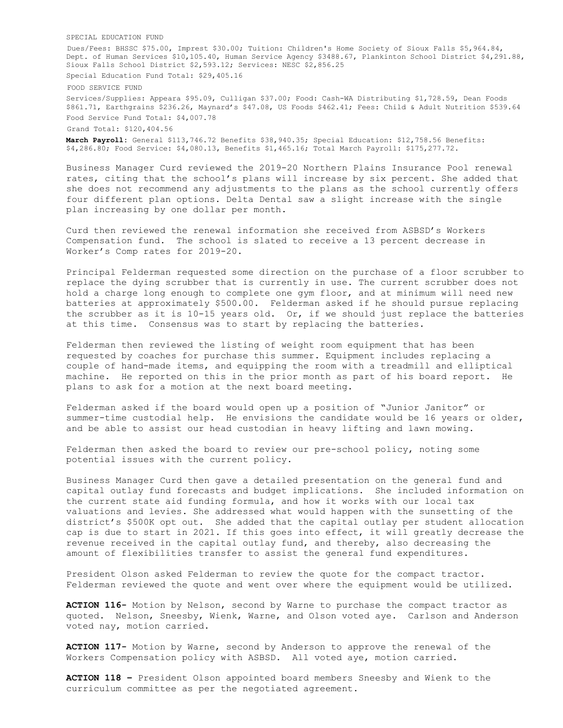SPECIAL EDUCATION FUND

Dues/Fees: BHSSC $75.00, Imprest $30.00; Tuition: Children's Home Society of Sioux Falls $5,964.84, Dept. of Human Services $10,105.40, Human Service Agency $3488.67, Plankinton School District $4,291.88, Sioux Falls School District $2,593.12; Services: NESC $2,856.25

Special Education Fund Total: $29,405.16

FOOD SERVICE FUND

Services/Supplies: Appeara $95.09, Culligan $37.00; Food: Cash-WA Distributing $1,728.59, Dean Foods $861.71, Earthgrains $236.26, Maynard's $47.08, US Foods $462.41; Fees: Child & Adult Nutrition $539.64

Food Service Fund Total: $4,007.78

Grand Total: $120,404.56

**March Payroll**: General $113,746.72 Benefits $38,940.35; Special Education: $12,758.56 Benefits: $4,286.80; Food Service: $4,080.13, Benefits $1,465.16; Total March Payroll: $175,277.72.

Business Manager Curd reviewed the 2019-20 Northern Plains Insurance Pool renewal rates, citing that the school's plans will increase by six percent. She added that she does not recommend any adjustments to the plans as the school currently offers four different plan options. Delta Dental saw a slight increase with the single plan increasing by one dollar per month.

Curd then reviewed the renewal information she received from ASBSD's Workers Compensation fund. The school is slated to receive a 13 percent decrease in Worker's Comp rates for 2019-20.

Principal Felderman requested some direction on the purchase of a floor scrubber to replace the dying scrubber that is currently in use. The current scrubber does not hold a charge long enough to complete one gym floor, and at minimum will need new batteries at approximately $500.00. Felderman asked if he should pursue replacing the scrubber as it is 10-15 years old. Or, if we should just replace the batteries at this time. Consensus was to start by replacing the batteries.

Felderman then reviewed the listing of weight room equipment that has been requested by coaches for purchase this summer. Equipment includes replacing a couple of hand-made items, and equipping the room with a treadmill and elliptical machine. He reported on this in the prior month as part of his board report. He plans to ask for a motion at the next board meeting.

Felderman asked if the board would open up a position of "Junior Janitor" or summer-time custodial help. He envisions the candidate would be 16 years or older, and be able to assist our head custodian in heavy lifting and lawn mowing.

Felderman then asked the board to review our pre-school policy, noting some potential issues with the current policy.

Business Manager Curd then gave a detailed presentation on the general fund and capital outlay fund forecasts and budget implications. She included information on the current state aid funding formula, and how it works with our local tax valuations and levies. She addressed what would happen with the sunsetting of the district's $500K opt out. She added that the capital outlay per student allocation cap is due to start in 2021. If this goes into effect, it will greatly decrease the revenue received in the capital outlay fund, and thereby, also decreasing the amount of flexibilities transfer to assist the general fund expenditures.

President Olson asked Felderman to review the quote for the compact tractor. Felderman reviewed the quote and went over where the equipment would be utilized.

**ACTION 116-** Motion by Nelson, second by Warne to purchase the compact tractor as quoted. Nelson, Sneesby, Wienk, Warne, and Olson voted aye. Carlson and Anderson voted nay, motion carried.

**ACTION 117-** Motion by Warne, second by Anderson to approve the renewal of the Workers Compensation policy with ASBSD. All voted aye, motion carried.

**ACTION 118 –** President Olson appointed board members Sneesby and Wienk to the curriculum committee as per the negotiated agreement.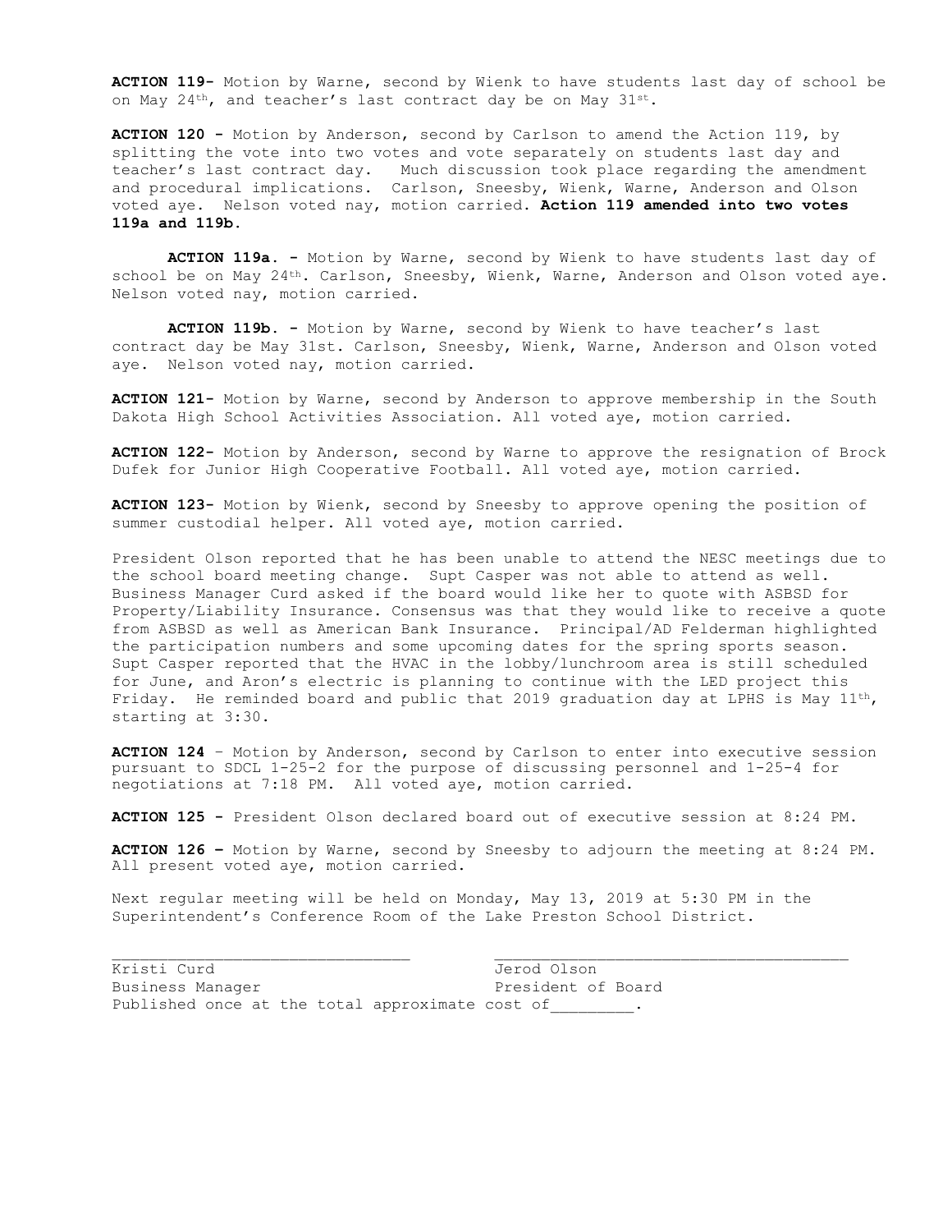**ACTION 119-** Motion by Warne, second by Wienk to have students last day of school be on May 24th, and teacher's last contract day be on May 31st.

**ACTION 120 -** Motion by Anderson, second by Carlson to amend the Action 119, by splitting the vote into two votes and vote separately on students last day and teacher's last contract day. Much discussion took place regarding the amendment and procedural implications. Carlson, Sneesby, Wienk, Warne, Anderson and Olson voted aye. Nelson voted nay, motion carried. **Action 119 amended into two votes 119a and 119b.**

**ACTION 119a. -** Motion by Warne, second by Wienk to have students last day of school be on May 24th. Carlson, Sneesby, Wienk, Warne, Anderson and Olson voted aye. Nelson voted nay, motion carried.

**ACTION 119b. -** Motion by Warne, second by Wienk to have teacher's last contract day be May 31st. Carlson, Sneesby, Wienk, Warne, Anderson and Olson voted aye. Nelson voted nay, motion carried.

**ACTION 121-** Motion by Warne, second by Anderson to approve membership in the South Dakota High School Activities Association. All voted aye, motion carried.

**ACTION 122-** Motion by Anderson, second by Warne to approve the resignation of Brock Dufek for Junior High Cooperative Football. All voted aye, motion carried.

**ACTION 123-** Motion by Wienk, second by Sneesby to approve opening the position of summer custodial helper. All voted aye, motion carried.

President Olson reported that he has been unable to attend the NESC meetings due to the school board meeting change. Supt Casper was not able to attend as well. Business Manager Curd asked if the board would like her to quote with ASBSD for Property/Liability Insurance. Consensus was that they would like to receive a quote from ASBSD as well as American Bank Insurance. Principal/AD Felderman highlighted the participation numbers and some upcoming dates for the spring sports season. Supt Casper reported that the HVAC in the lobby/lunchroom area is still scheduled for June, and Aron's electric is planning to continue with the LED project this Friday. He reminded board and public that 2019 graduation day at LPHS is May 11th, starting at 3:30.

**ACTION 124** – Motion by Anderson, second by Carlson to enter into executive session pursuant to SDCL 1-25-2 for the purpose of discussing personnel and 1-25-4 for negotiations at 7:18 PM. All voted aye, motion carried.

**ACTION 125 -** President Olson declared board out of executive session at 8:24 PM.

**ACTION 126 –** Motion by Warne, second by Sneesby to adjourn the meeting at 8:24 PM. All present voted aye, motion carried.

Next regular meeting will be held on Monday, May 13, 2019 at 5:30 PM in the Superintendent's Conference Room of the Lake Preston School District.

| | |
|---|---|
| Kristi Curd | Jerod Olson |
| Business Manager | President of Board |

Published once at the total approximate cost of_________.